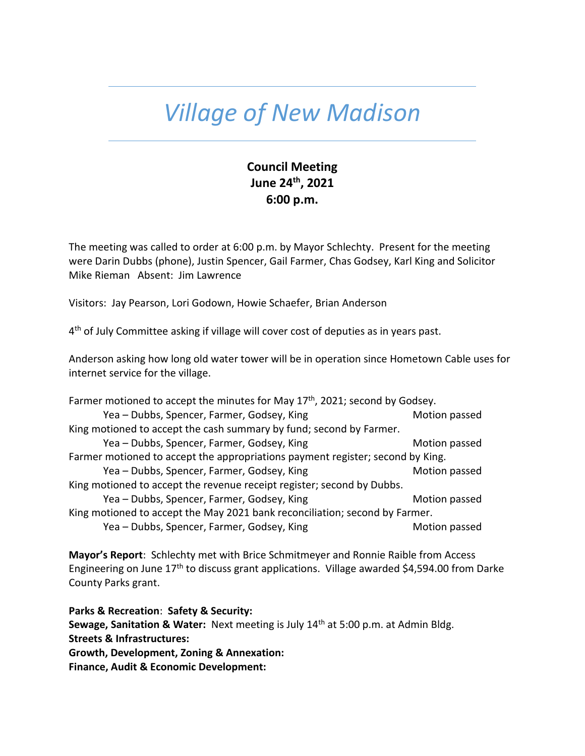# *Village of New Madison*

**Council Meeting**
**June 24th, 2021**
**6:00 p.m.**

The meeting was called to order at 6:00 p.m. by Mayor Schlechty. Present for the meeting were Darin Dubbs (phone), Justin Spencer, Gail Farmer, Chas Godsey, Karl King and Solicitor Mike Rieman Absent: Jim Lawrence

Visitors: Jay Pearson, Lori Godown, Howie Schaefer, Brian Anderson

4th of July Committee asking if village will cover cost of deputies as in years past.

Anderson asking how long old water tower will be in operation since Hometown Cable uses for internet service for the village.

Farmer motioned to accept the minutes for May 17th, 2021; second by Godsey.
Yea – Dubbs, Spencer, Farmer, Godsey, King Motion passed
King motioned to accept the cash summary by fund; second by Farmer.
Yea – Dubbs, Spencer, Farmer, Godsey, King Motion passed
Farmer motioned to accept the appropriations payment register; second by King.
Yea – Dubbs, Spencer, Farmer, Godsey, King Motion passed
King motioned to accept the revenue receipt register; second by Dubbs.
Yea – Dubbs, Spencer, Farmer, Godsey, King Motion passed
King motioned to accept the May 2021 bank reconciliation; second by Farmer.
Yea – Dubbs, Spencer, Farmer, Godsey, King Motion passed

**Mayor's Report**: Schlechty met with Brice Schmitmeyer and Ronnie Raible from Access Engineering on June 17th to discuss grant applications. Village awarded $4,594.00 from Darke County Parks grant.

**Parks & Recreation**: **Safety & Security:**
**Sewage, Sanitation & Water:** Next meeting is July 14th at 5:00 p.m. at Admin Bldg.
**Streets & Infrastructures:**
**Growth, Development, Zoning & Annexation:**
**Finance, Audit & Economic Development:**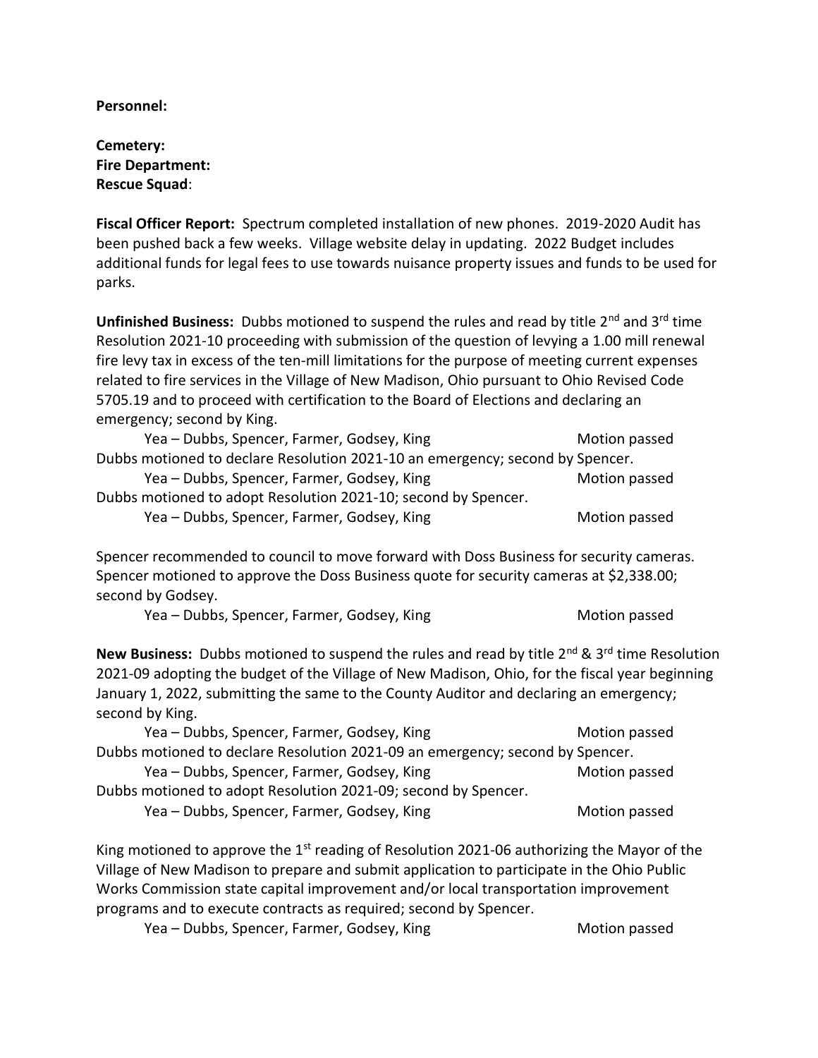**Personnel:**

**Cemetery:**
**Fire Department:**
**Rescue Squad**:

**Fiscal Officer Report:** Spectrum completed installation of new phones. 2019-2020 Audit has been pushed back a few weeks. Village website delay in updating. 2022 Budget includes additional funds for legal fees to use towards nuisance property issues and funds to be used for parks.

**Unfinished Business:** Dubbs motioned to suspend the rules and read by title 2nd and 3rd time Resolution 2021-10 proceeding with submission of the question of levying a 1.00 mill renewal fire levy tax in excess of the ten-mill limitations for the purpose of meeting current expenses related to fire services in the Village of New Madison, Ohio pursuant to Ohio Revised Code 5705.19 and to proceed with certification to the Board of Elections and declaring an emergency; second by King.

Yea – Dubbs, Spencer, Farmer, Godsey, King — Motion passed

Dubbs motioned to declare Resolution 2021-10 an emergency; second by Spencer.

Yea – Dubbs, Spencer, Farmer, Godsey, King — Motion passed

Dubbs motioned to adopt Resolution 2021-10; second by Spencer.

Yea – Dubbs, Spencer, Farmer, Godsey, King — Motion passed

Spencer recommended to council to move forward with Doss Business for security cameras. Spencer motioned to approve the Doss Business quote for security cameras at $2,338.00; second by Godsey.

Yea – Dubbs, Spencer, Farmer, Godsey, King — Motion passed

**New Business:** Dubbs motioned to suspend the rules and read by title 2nd & 3rd time Resolution 2021-09 adopting the budget of the Village of New Madison, Ohio, for the fiscal year beginning January 1, 2022, submitting the same to the County Auditor and declaring an emergency; second by King.

Yea – Dubbs, Spencer, Farmer, Godsey, King — Motion passed

Dubbs motioned to declare Resolution 2021-09 an emergency; second by Spencer.

Yea – Dubbs, Spencer, Farmer, Godsey, King — Motion passed

Dubbs motioned to adopt Resolution 2021-09; second by Spencer.

Yea – Dubbs, Spencer, Farmer, Godsey, King — Motion passed

King motioned to approve the 1st reading of Resolution 2021-06 authorizing the Mayor of the Village of New Madison to prepare and submit application to participate in the Ohio Public Works Commission state capital improvement and/or local transportation improvement programs and to execute contracts as required; second by Spencer.

Yea – Dubbs, Spencer, Farmer, Godsey, King — Motion passed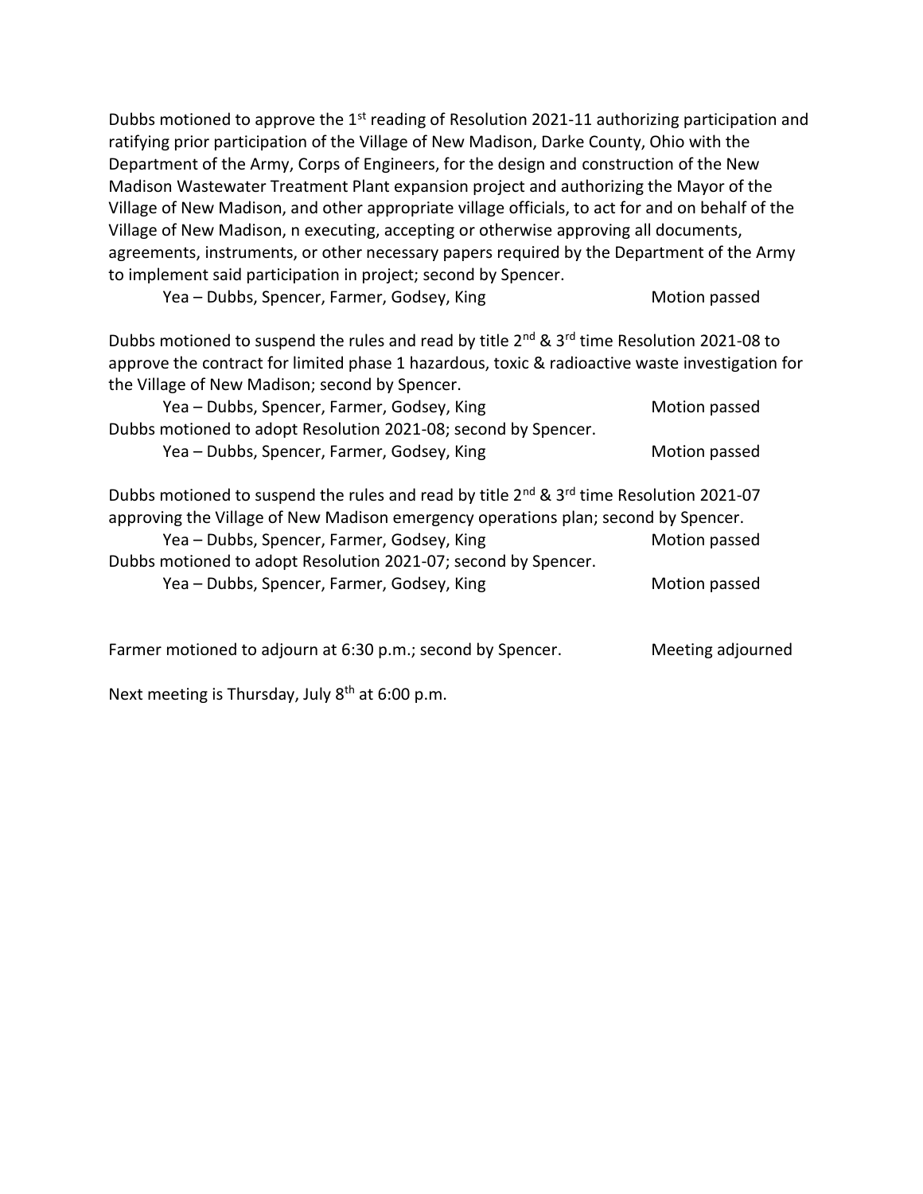Dubbs motioned to approve the 1st reading of Resolution 2021-11 authorizing participation and ratifying prior participation of the Village of New Madison, Darke County, Ohio with the Department of the Army, Corps of Engineers, for the design and construction of the New Madison Wastewater Treatment Plant expansion project and authorizing the Mayor of the Village of New Madison, and other appropriate village officials, to act for and on behalf of the Village of New Madison, n executing, accepting or otherwise approving all documents, agreements, instruments, or other necessary papers required by the Department of the Army to implement said participation in project; second by Spencer.

Yea – Dubbs, Spencer, Farmer, Godsey, King — Motion passed

Dubbs motioned to suspend the rules and read by title 2nd & 3rd time Resolution 2021-08 to approve the contract for limited phase 1 hazardous, toxic & radioactive waste investigation for the Village of New Madison; second by Spencer.

Yea – Dubbs, Spencer, Farmer, Godsey, King — Motion passed

Dubbs motioned to adopt Resolution 2021-08; second by Spencer.

Yea – Dubbs, Spencer, Farmer, Godsey, King — Motion passed

Dubbs motioned to suspend the rules and read by title 2nd & 3rd time Resolution 2021-07 approving the Village of New Madison emergency operations plan; second by Spencer.

Yea – Dubbs, Spencer, Farmer, Godsey, King — Motion passed

Dubbs motioned to adopt Resolution 2021-07; second by Spencer.

Yea – Dubbs, Spencer, Farmer, Godsey, King — Motion passed

Farmer motioned to adjourn at 6:30 p.m.; second by Spencer. — Meeting adjourned

Next meeting is Thursday, July 8th at 6:00 p.m.